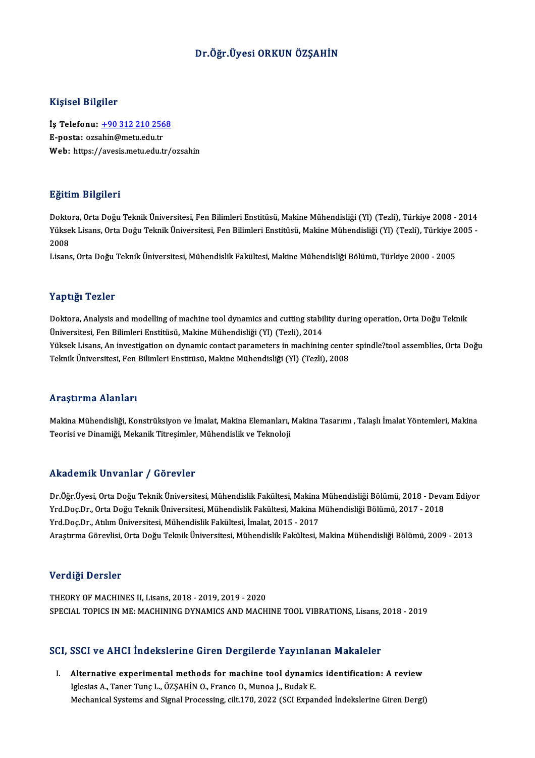# Dr.Öğr.Üyesi ORKUN ÖZŞAHİN

## Kişisel Bilgiler

**İş Telefonu:** +90 312 210 2568
**E-posta:** ozsahin@metu.edu.tr
**Web:** https://avesis.metu.edu.tr/ozsahin

## Eğitim Bilgileri

Doktora, Orta Doğu Teknik Üniversitesi, Fen Bilimleri Enstitüsü, Makine Mühendisliği (Yl) (Tezli), Türkiye 2008 - 2014
Yüksek Lisans, Orta Doğu Teknik Üniversitesi, Fen Bilimleri Enstitüsü, Makine Mühendisliği (Yl) (Tezli), Türkiye 2005 - 2008
Lisans, Orta Doğu Teknik Üniversitesi, Mühendislik Fakültesi, Makine Mühendisliği Bölümü, Türkiye 2000 - 2005

## Yaptığı Tezler

Doktora, Analysis and modelling of machine tool dynamics and cutting stability during operation, Orta Doğu Teknik Üniversitesi, Fen Bilimleri Enstitüsü, Makine Mühendisliği (Yl) (Tezli), 2014
Yüksek Lisans, An investigation on dynamic contact parameters in machining center spindle?tool assemblies, Orta Doğu Teknik Üniversitesi, Fen Bilimleri Enstitüsü, Makine Mühendisliği (Yl) (Tezli), 2008

## Araştırma Alanları

Makina Mühendisliği, Konstrüksiyon ve İmalat, Makina Elemanları, Makina Tasarımı , Talaşlı İmalat Yöntemleri, Makina Teorisi ve Dinamiği, Mekanik Titreşimler, Mühendislik ve Teknoloji

## Akademik Unvanlar / Görevler

Dr.Öğr.Üyesi, Orta Doğu Teknik Üniversitesi, Mühendislik Fakültesi, Makina Mühendisliği Bölümü, 2018 - Devam Ediyor
Yrd.Doç.Dr., Orta Doğu Teknik Üniversitesi, Mühendislik Fakültesi, Makina Mühendisliği Bölümü, 2017 - 2018
Yrd.Doç.Dr., Atılım Üniversitesi, Mühendislik Fakültesi, İmalat, 2015 - 2017
Araştırma Görevlisi, Orta Doğu Teknik Üniversitesi, Mühendislik Fakültesi, Makina Mühendisliği Bölümü, 2009 - 2013

## Verdiği Dersler

THEORY OF MACHINES II, Lisans, 2018 - 2019, 2019 - 2020
SPECIAL TOPICS IN ME: MACHINING DYNAMICS AND MACHINE TOOL VIBRATIONS, Lisans, 2018 - 2019

## SCI, SSCI ve AHCI İndekslerine Giren Dergilerde Yayınlanan Makaleler

I. **Alternative experimental methods for machine tool dynamics identification: A review**
Iglesias A., Taner Tunç L., ÖZŞAHİN O., Franco O., Munoa J., Budak E.
Mechanical Systems and Signal Processing, cilt.170, 2022 (SCI Expanded İndekslerine Giren Dergi)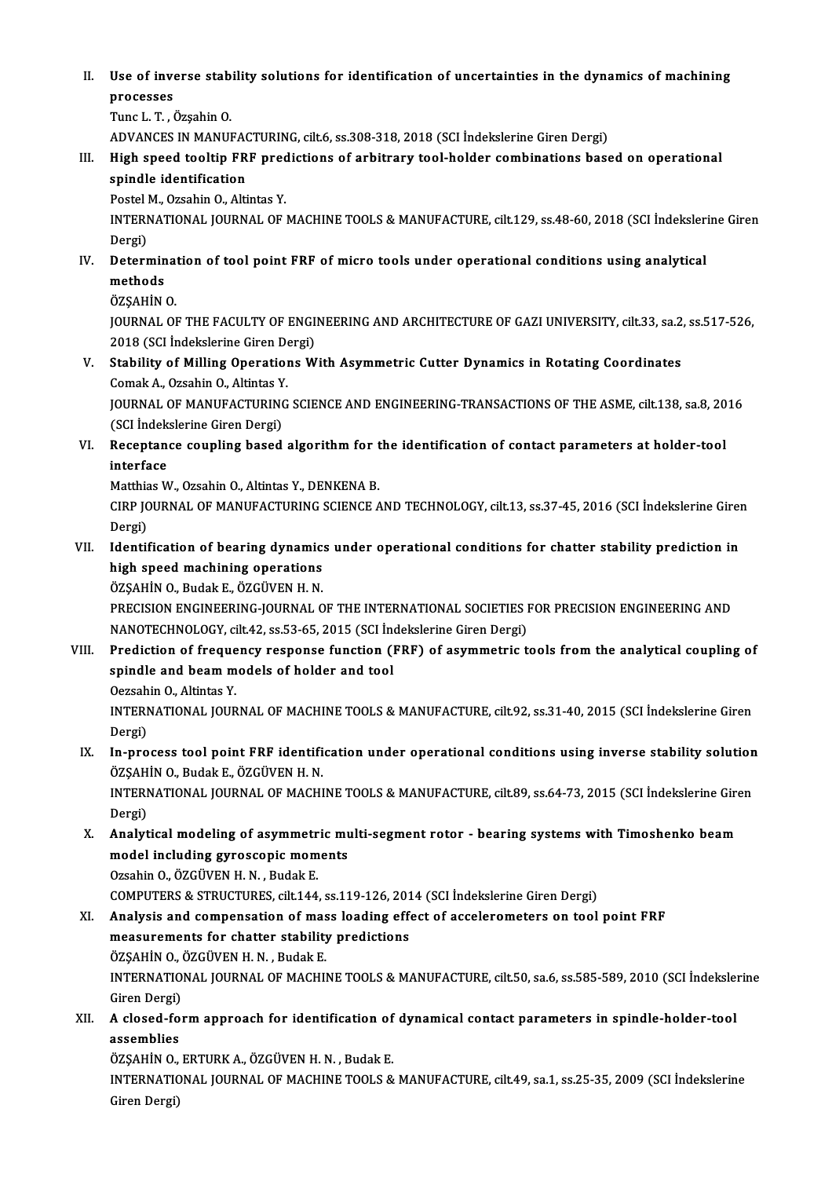II. **Use of inverse stability solutions for identification of uncertainties in the dynamics of machining processes**
Tunc L. T. , Özşahin O.
ADVANCES IN MANUFACTURING, cilt.6, ss.308-318, 2018 (SCI İndekslerine Giren Dergi)

III. **High speed tooltip FRF predictions of arbitrary tool-holder combinations based on operational spindle identification**
Postel M., Ozsahin O., Altintas Y.
INTERNATIONAL JOURNAL OF MACHINE TOOLS & MANUFACTURE, cilt.129, ss.48-60, 2018 (SCI İndekslerine Giren Dergi)

IV. **Determination of tool point FRF of micro tools under operational conditions using analytical methods**
ÖZŞAHİN O.
JOURNAL OF THE FACULTY OF ENGINEERING AND ARCHITECTURE OF GAZI UNIVERSITY, cilt.33, sa.2, ss.517-526, 2018 (SCI İndekslerine Giren Dergi)

V. **Stability of Milling Operations With Asymmetric Cutter Dynamics in Rotating Coordinates**
Comak A., Ozsahin O., Altintas Y.
JOURNAL OF MANUFACTURING SCIENCE AND ENGINEERING-TRANSACTIONS OF THE ASME, cilt.138, sa.8, 2016 (SCI İndekslerine Giren Dergi)

VI. **Receptance coupling based algorithm for the identification of contact parameters at holder-tool interface**
Matthias W., Ozsahin O., Altintas Y., DENKENA B.
CIRP JOURNAL OF MANUFACTURING SCIENCE AND TECHNOLOGY, cilt.13, ss.37-45, 2016 (SCI İndekslerine Giren Dergi)

VII. **Identification of bearing dynamics under operational conditions for chatter stability prediction in high speed machining operations**
ÖZŞAHİN O., Budak E., ÖZGÜVEN H. N.
PRECISION ENGINEERING-JOURNAL OF THE INTERNATIONAL SOCIETIES FOR PRECISION ENGINEERING AND NANOTECHNOLOGY, cilt.42, ss.53-65, 2015 (SCI İndekslerine Giren Dergi)

VIII. **Prediction of frequency response function (FRF) of asymmetric tools from the analytical coupling of spindle and beam models of holder and tool**
Oezsahin O., Altintas Y.
INTERNATIONAL JOURNAL OF MACHINE TOOLS & MANUFACTURE, cilt.92, ss.31-40, 2015 (SCI İndekslerine Giren Dergi)

IX. **In-process tool point FRF identification under operational conditions using inverse stability solution**
ÖZŞAHİN O., Budak E., ÖZGÜVEN H. N.
INTERNATIONAL JOURNAL OF MACHINE TOOLS & MANUFACTURE, cilt.89, ss.64-73, 2015 (SCI İndekslerine Giren Dergi)

X. **Analytical modeling of asymmetric multi-segment rotor - bearing systems with Timoshenko beam model including gyroscopic moments**
Ozsahin O., ÖZGÜVEN H. N. , Budak E.
COMPUTERS & STRUCTURES, cilt.144, ss.119-126, 2014 (SCI İndekslerine Giren Dergi)

XI. **Analysis and compensation of mass loading effect of accelerometers on tool point FRF measurements for chatter stability predictions**
ÖZŞAHİN O., ÖZGÜVEN H. N. , Budak E.
INTERNATIONAL JOURNAL OF MACHINE TOOLS & MANUFACTURE, cilt.50, sa.6, ss.585-589, 2010 (SCI İndekslerine Giren Dergi)

XII. **A closed-form approach for identification of dynamical contact parameters in spindle-holder-tool assemblies**
ÖZŞAHİN O., ERTURK A., ÖZGÜVEN H. N. , Budak E.
INTERNATIONAL JOURNAL OF MACHINE TOOLS & MANUFACTURE, cilt.49, sa.1, ss.25-35, 2009 (SCI İndekslerine Giren Dergi)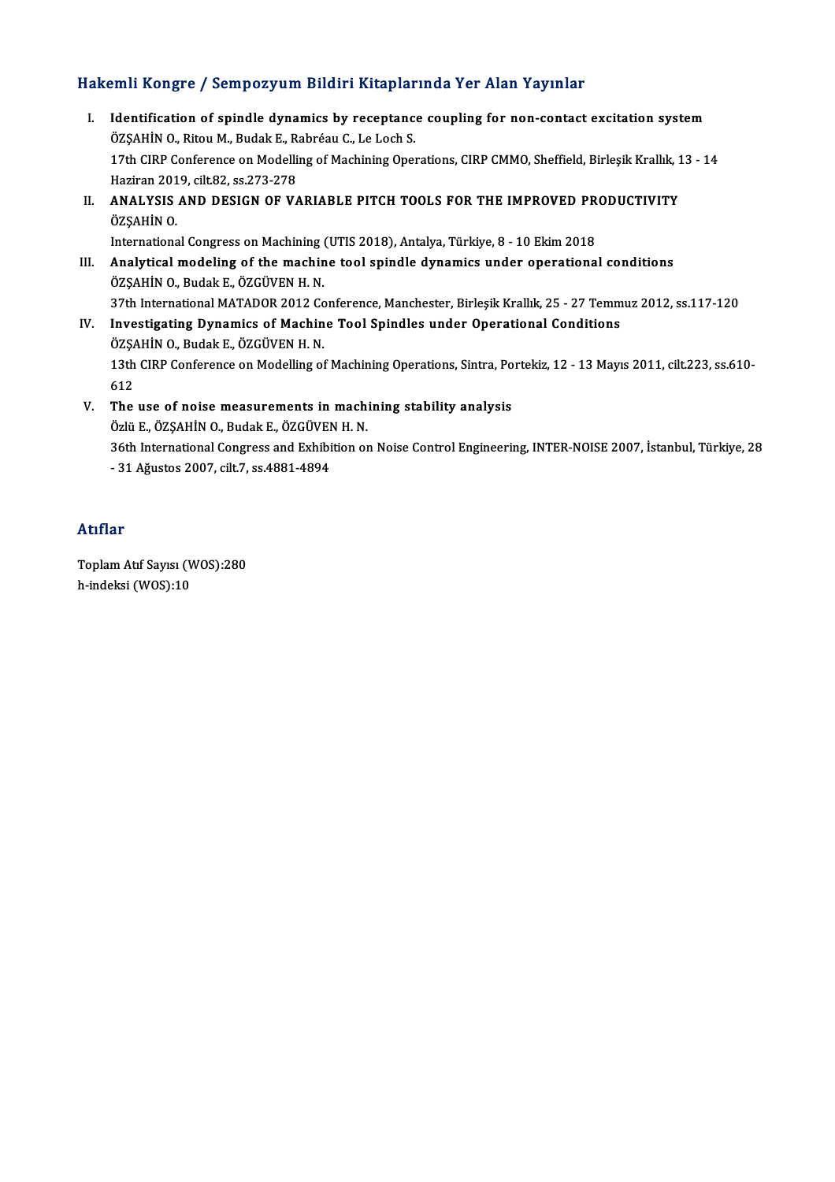## Hakemli Kongre / Sempozyum Bildiri Kitaplarında Yer Alan Yayınlar

I. **Identification of spindle dynamics by receptance coupling for non-contact excitation system**
ÖZŞAHİN O., Ritou M., Budak E., Rabréau C., Le Loch S.
17th CIRP Conference on Modelling of Machining Operations, CIRP CMMO, Sheffield, Birleşik Krallık, 13 - 14 Haziran 2019, cilt.82, ss.273-278

II. **ANALYSIS AND DESIGN OF VARIABLE PITCH TOOLS FOR THE IMPROVED PRODUCTIVITY**
ÖZŞAHİN O.
International Congress on Machining (UTIS 2018), Antalya, Türkiye, 8 - 10 Ekim 2018

III. **Analytical modeling of the machine tool spindle dynamics under operational conditions**
ÖZŞAHİN O., Budak E., ÖZGÜVEN H. N.
37th International MATADOR 2012 Conference, Manchester, Birleşik Krallık, 25 - 27 Temmuz 2012, ss.117-120

IV. **Investigating Dynamics of Machine Tool Spindles under Operational Conditions**
ÖZŞAHİN O., Budak E., ÖZGÜVEN H. N.
13th CIRP Conference on Modelling of Machining Operations, Sintra, Portekiz, 12 - 13 Mayıs 2011, cilt.223, ss.610-612

V. **The use of noise measurements in machining stability analysis**
Özlü E., ÖZŞAHİN O., Budak E., ÖZGÜVEN H. N.
36th International Congress and Exhibition on Noise Control Engineering, INTER-NOISE 2007, İstanbul, Türkiye, 28 - 31 Ağustos 2007, cilt.7, ss.4881-4894

## Atıflar

Toplam Atıf Sayısı (WOS):280
h-indeksi (WOS):10